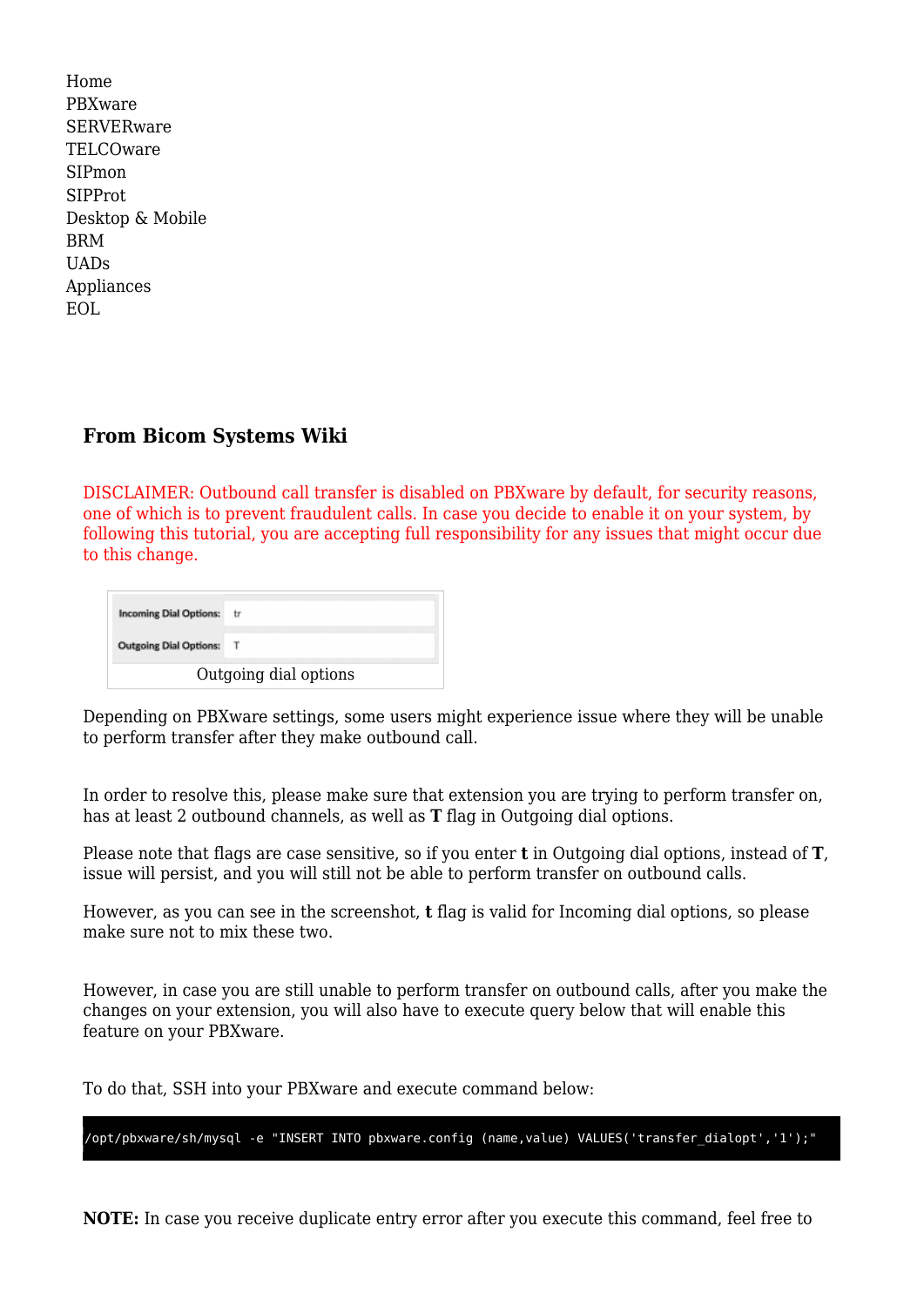Home
PBXware
SERVERware
TELCOware
SIPmon
SIPProt
Desktop & Mobile
BRM
UADs
Appliances
EOL

### From Bicom Systems Wiki

DISCLAIMER: Outbound call transfer is disabled on PBXware by default, for security reasons, one of which is to prevent fraudulent calls. In case you decide to enable it on your system, by following this tutorial, you are accepting full responsibility for any issues that might occur due to this change.

| Incoming Dial Options: | tr |
| --- | --- |
| Outgoing Dial Options: | T |

Outgoing dial options

Depending on PBXware settings, some users might experience issue where they will be unable to perform transfer after they make outbound call.

In order to resolve this, please make sure that extension you are trying to perform transfer on, has at least 2 outbound channels, as well as **T** flag in Outgoing dial options.

Please note that flags are case sensitive, so if you enter **t** in Outgoing dial options, instead of **T**, issue will persist, and you will still not be able to perform transfer on outbound calls.

However, as you can see in the screenshot, **t** flag is valid for Incoming dial options, so please make sure not to mix these two.

However, in case you are still unable to perform transfer on outbound calls, after you make the changes on your extension, you will also have to execute query below that will enable this feature on your PBXware.

To do that, SSH into your PBXware and execute command below:

```
/opt/pbxware/sh/mysql -e "INSERT INTO pbxware.config (name,value) VALUES('transfer_dialopt','1');"
```

**NOTE:** In case you receive duplicate entry error after you execute this command, feel free to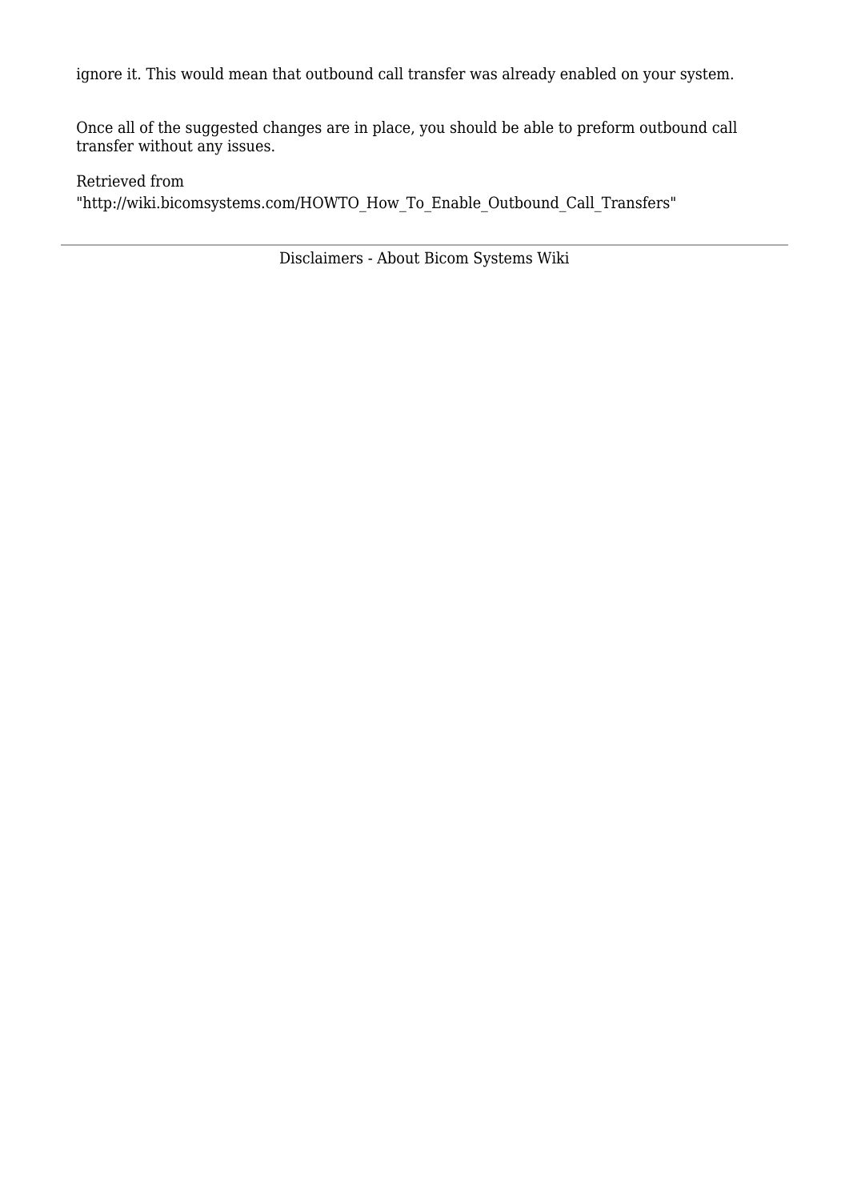ignore it. This would mean that outbound call transfer was already enabled on your system.

Once all of the suggested changes are in place, you should be able to preform outbound call transfer without any issues.

Retrieved from "http://wiki.bicomsystems.com/HOWTO_How_To_Enable_Outbound_Call_Transfers"

---

Disclaimers - About Bicom Systems Wiki